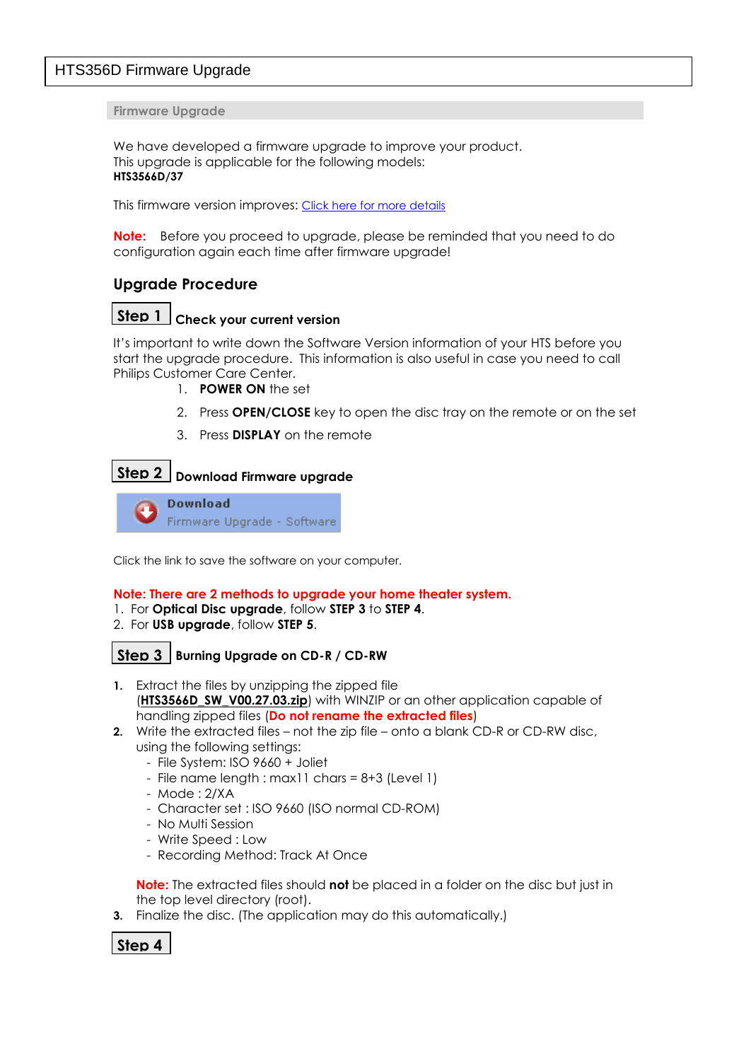# HTS356D Firmware Upgrade

## Firmware Upgrade

We have developed a firmware upgrade to improve your product.
This upgrade is applicable for the following models:
**HTS3566D/37**

This firmware version improves: [Click here for more details]

**Note:** Before you proceed to upgrade, please be reminded that you need to do configuration again each time after firmware upgrade!

## Upgrade Procedure

### Step 1 Check your current version

It's important to write down the Software Version information of your HTS before you start the upgrade procedure. This information is also useful in case you need to call Philips Customer Care Center.

1. **POWER ON** the set
2. Press **OPEN/CLOSE** key to open the disc tray on the remote or on the set
3. Press **DISPLAY** on the remote

### Step 2 Download Firmware upgrade

**Download**
Firmware Upgrade - Software

Click the link to save the software on your computer.

**Note: There are 2 methods to upgrade your home theater system.**

1. For **Optical Disc upgrade**, follow **STEP 3** to **STEP 4**.
2. For **USB upgrade**, follow **STEP 5**.

### Step 3 Burning Upgrade on CD-R / CD-RW

1. Extract the files by unzipping the zipped file (**HTS3566D_SW_V00.27.03.zip**) with WINZIP or an other application capable of handling zipped files (**Do not rename the extracted files**)
2. Write the extracted files – not the zip file – onto a blank CD-R or CD-RW disc, using the following settings:
   - File System: ISO 9660 + Joliet
   - File name length : max11 chars = 8+3 (Level 1)
   - Mode : 2/XA
   - Character set : ISO 9660 (ISO normal CD-ROM)
   - No Multi Session
   - Write Speed : Low
   - Recording Method: Track At Once

   **Note:** The extracted files should **not** be placed in a folder on the disc but just in the top level directory (root).
3. Finalize the disc. (The application may do this automatically.)

### Step 4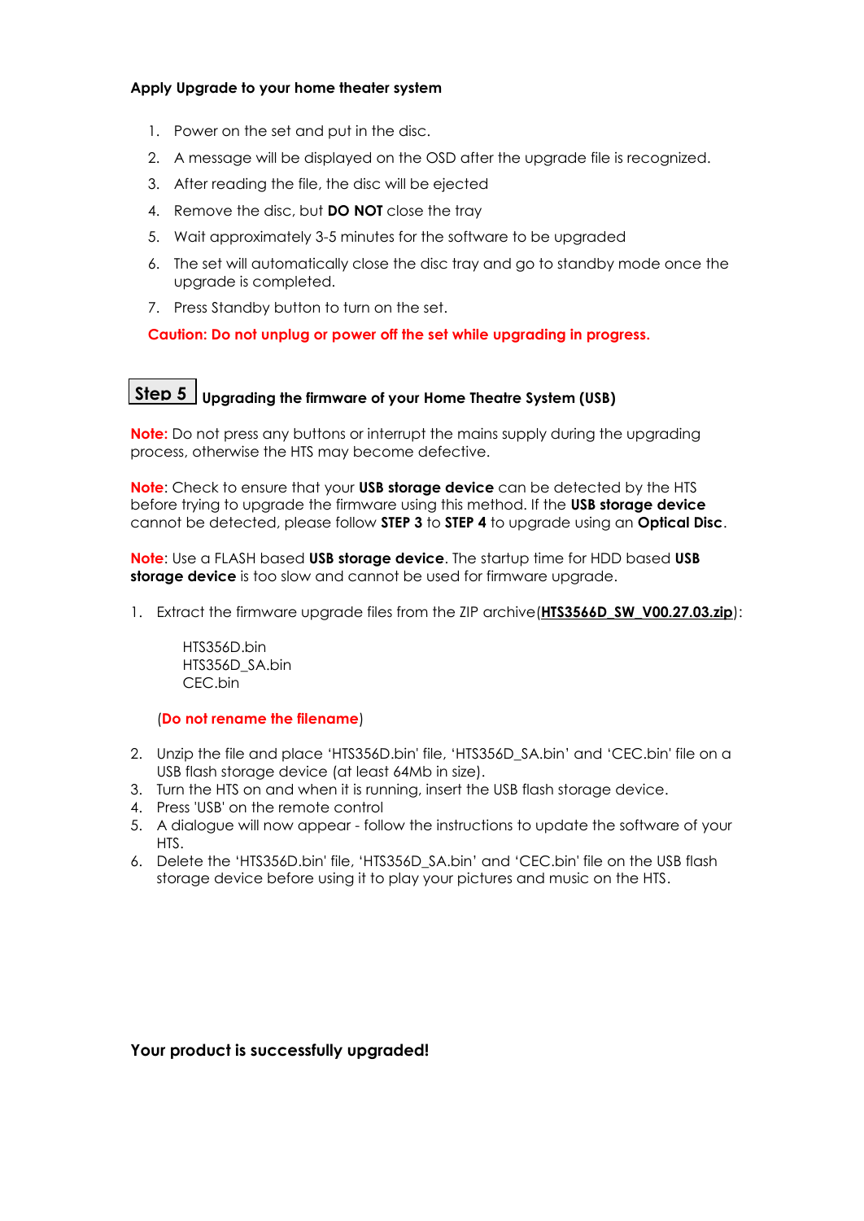**Apply Upgrade to your home theater system**

1. Power on the set and put in the disc.
2. A message will be displayed on the OSD after the upgrade file is recognized.
3. After reading the file, the disc will be ejected
4. Remove the disc, but **DO NOT** close the tray
5. Wait approximately 3-5 minutes for the software to be upgraded
6. The set will automatically close the disc tray and go to standby mode once the upgrade is completed.
7. Press Standby button to turn on the set.

**Caution: Do not unplug or power off the set while upgrading in progress.**

## Step 5 Upgrading the firmware of your Home Theatre System (USB)

**Note:** Do not press any buttons or interrupt the mains supply during the upgrading process, otherwise the HTS may become defective.

**Note**: Check to ensure that your **USB storage device** can be detected by the HTS before trying to upgrade the firmware using this method. If the **USB storage device** cannot be detected, please follow **STEP 3** to **STEP 4** to upgrade using an **Optical Disc**.

**Note**: Use a FLASH based **USB storage device**. The startup time for HDD based **USB storage device** is too slow and cannot be used for firmware upgrade.

1. Extract the firmware upgrade files from the ZIP archive(**HTS3566D_SW_V00.27.03.zip**):

   HTS356D.bin
   HTS356D_SA.bin
   CEC.bin

   (**Do not rename the filename**)

2. Unzip the file and place 'HTS356D.bin' file, 'HTS356D_SA.bin' and 'CEC.bin' file on a USB flash storage device (at least 64Mb in size).
3. Turn the HTS on and when it is running, insert the USB flash storage device.
4. Press 'USB' on the remote control
5. A dialogue will now appear - follow the instructions to update the software of your HTS.
6. Delete the 'HTS356D.bin' file, 'HTS356D_SA.bin' and 'CEC.bin' file on the USB flash storage device before using it to play your pictures and music on the HTS.

**Your product is successfully upgraded!**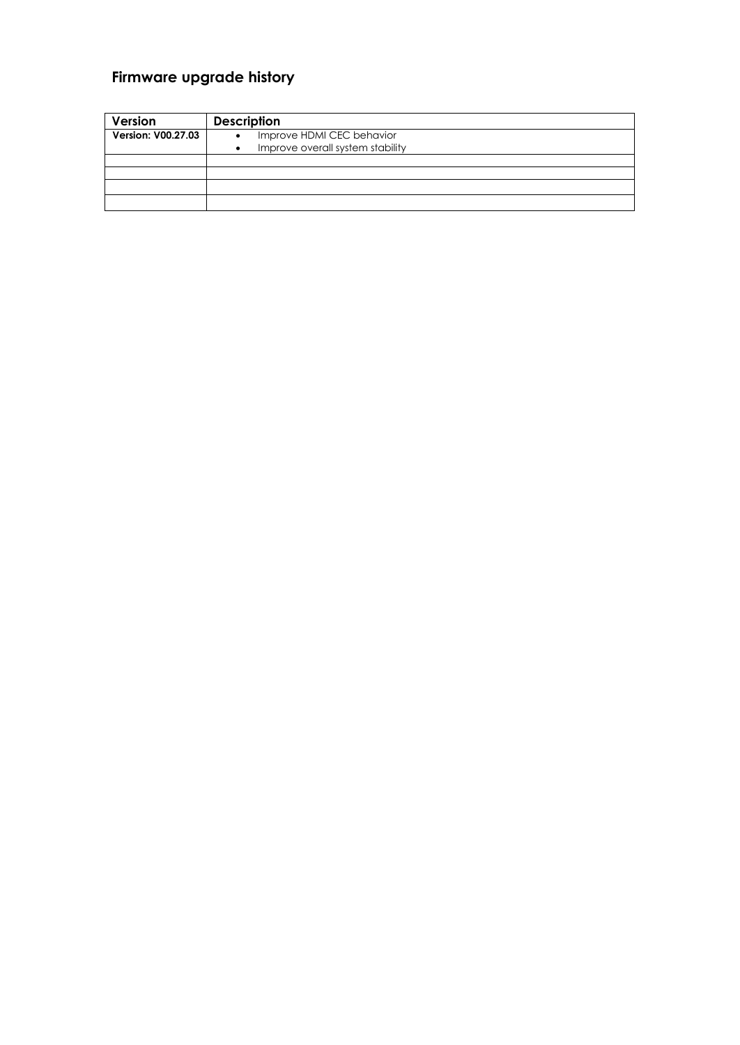## Firmware upgrade history

| Version | Description |
|---|---|
| **Version: V00.27.03** | • Improve HDMI CEC behavior<br>• Improve overall system stability |
| | |
| | |
| | |
| | |